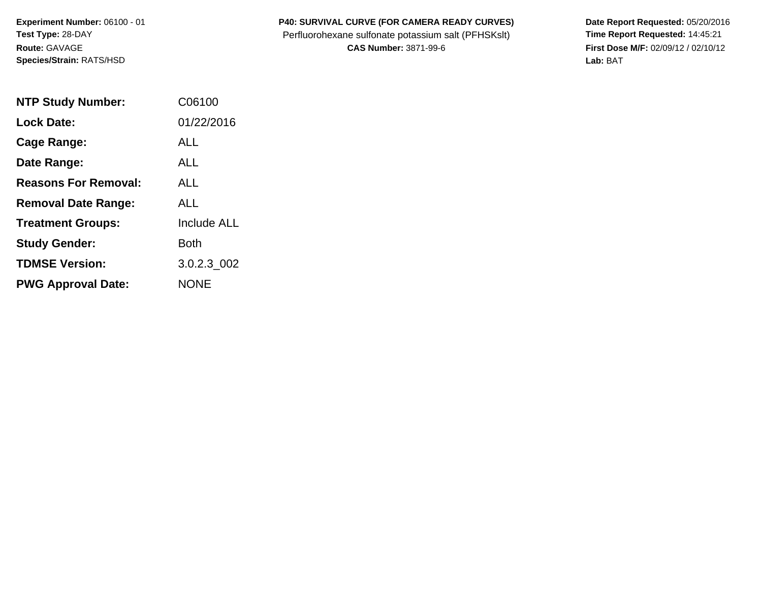**Experiment Number:** 06100 - 01
**Test Type:** 28-DAY
**Route:** GAVAGE
**Species/Strain:** RATS/HSD

**P40: SURVIVAL CURVE (FOR CAMERA READY CURVES)**
Perfluorohexane sulfonate potassium salt (PFHSKslt)
**CAS Number:** 3871-99-6

**Date Report Requested:** 05/20/2016
**Time Report Requested:** 14:45:21
**First Dose M/F:** 02/09/12 / 02/10/12
**Lab:** BAT

| | |
|---|---|
| **NTP Study Number:** | C06100 |
| **Lock Date:** | 01/22/2016 |
| **Cage Range:** | ALL |
| **Date Range:** | ALL |
| **Reasons For Removal:** | ALL |
| **Removal Date Range:** | ALL |
| **Treatment Groups:** | Include ALL |
| **Study Gender:** | Both |
| **TDMSE Version:** | 3.0.2.3_002 |
| **PWG Approval Date:** | NONE |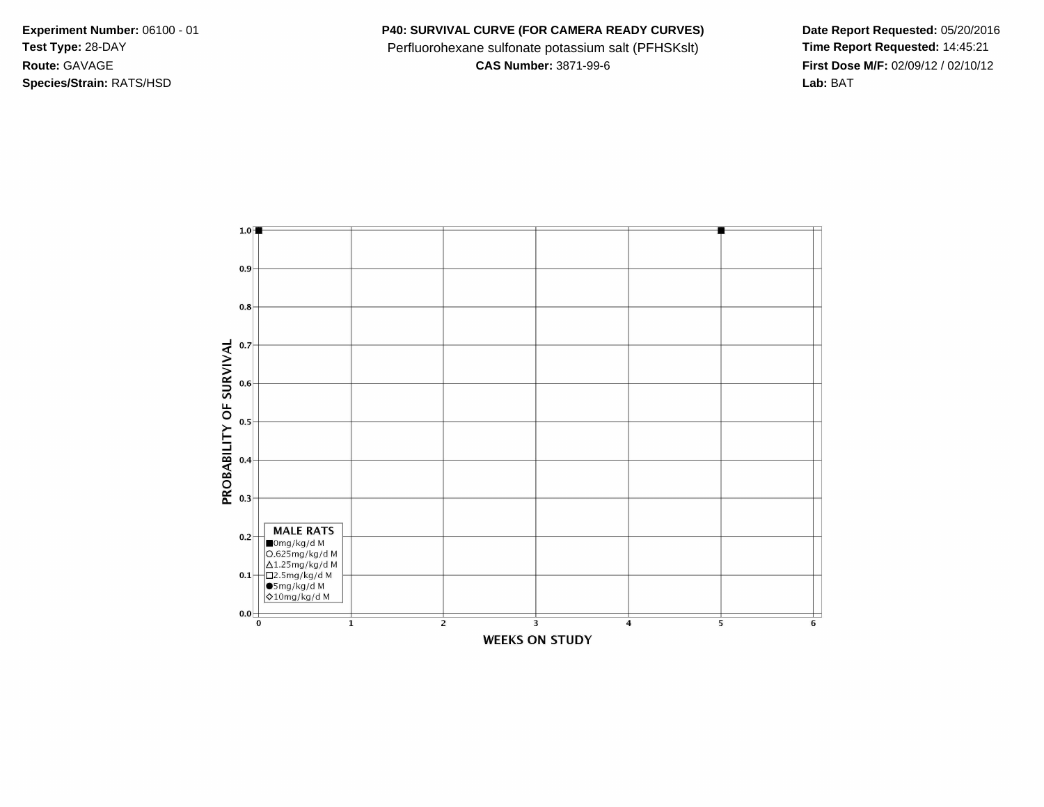**Experiment Number:** 06100 - 01
**Test Type:** 28-DAY
**Route:** GAVAGE
**Species/Strain:** RATS/HSD

**P40: SURVIVAL CURVE (FOR CAMERA READY CURVES)**
Perfluorohexane sulfonate potassium salt (PFHSKslt)
**CAS Number:** 3871-99-6

**Date Report Requested:** 05/20/2016
**Time Report Requested:** 14:45:21
**First Dose M/F:** 02/09/12 / 02/10/12
**Lab:** BAT

PROBABILITY OF SURVIVAL

1.0
0.9
0.8
0.7
0.6
0.5
0.4
0.3
0.2
0.1
0.0

0 1 2 3 4 5 6

WEEKS ON STUDY

**MALE RATS**
■0mg/kg/d M
○.625mg/kg/d M
△1.25mg/kg/d M
□2.5mg/kg/d M
●5mg/kg/d M
◇10mg/kg/d M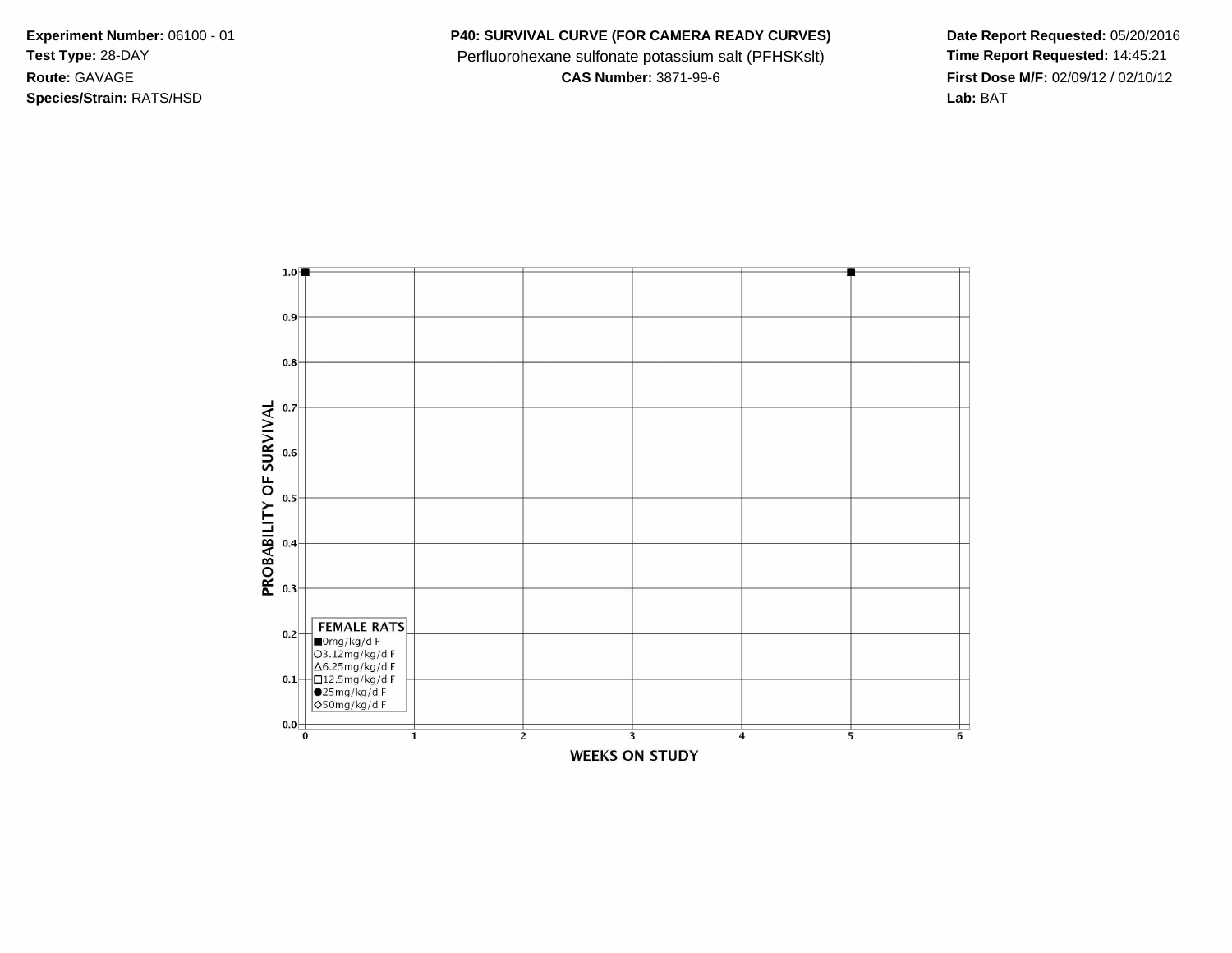**Experiment Number:** 06100 - 01
**Test Type:** 28-DAY
**Route:** GAVAGE
**Species/Strain:** RATS/HSD

**P40: SURVIVAL CURVE (FOR CAMERA READY CURVES)**
Perfluorohexane sulfonate potassium salt (PFHSKslt)
**CAS Number:** 3871-99-6

**Date Report Requested:** 05/20/2016
**Time Report Requested:** 14:45:21
**First Dose M/F:** 02/09/12 / 02/10/12
**Lab:** BAT

PROBABILITY OF SURVIVAL

1.0
0.9
0.8
0.7
0.6
0.5
0.4
0.3
0.2
0.1
0.0

FEMALE RATS
■0mg/kg/d F
○3.12mg/kg/d F
△6.25mg/kg/d F
□12.5mg/kg/d F
●25mg/kg/d F
◇50mg/kg/d F

0 1 2 3 4 5 6

WEEKS ON STUDY